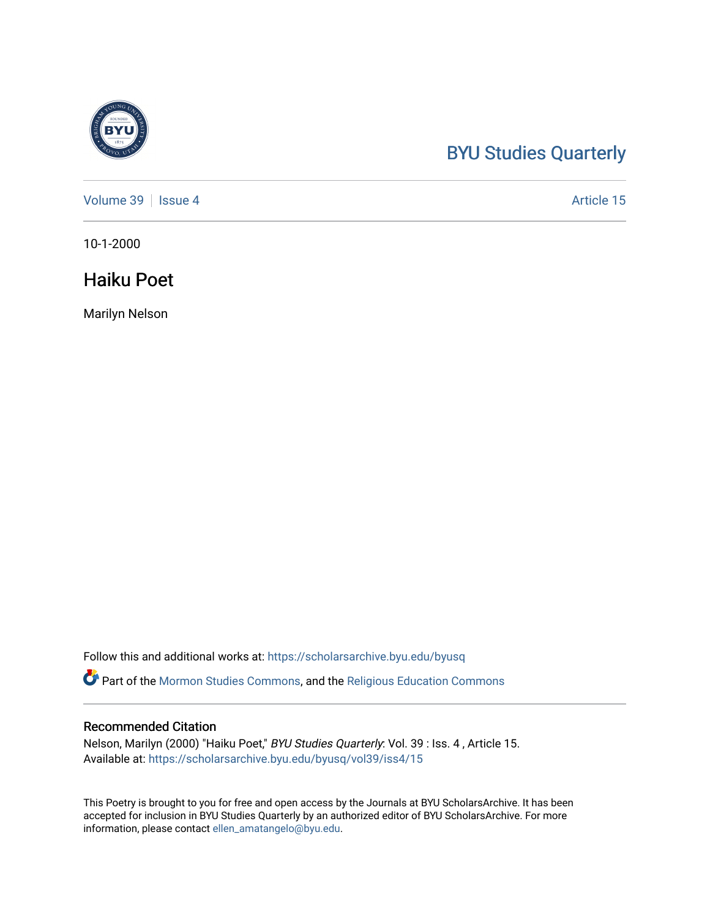BYU Studies Quarterly

Volume 39 | Issue 4 | Article 15

10-1-2000

# Haiku Poet

Marilyn Nelson

Follow this and additional works at: https://scholarsarchive.byu.edu/byusq

Part of the Mormon Studies Commons, and the Religious Education Commons

## Recommended Citation

Nelson, Marilyn (2000) "Haiku Poet," *BYU Studies Quarterly*: Vol. 39 : Iss. 4 , Article 15.
Available at: https://scholarsarchive.byu.edu/byusq/vol39/iss4/15

This Poetry is brought to you for free and open access by the Journals at BYU ScholarsArchive. It has been accepted for inclusion in BYU Studies Quarterly by an authorized editor of BYU ScholarsArchive. For more information, please contact ellen_amatangelo@byu.edu.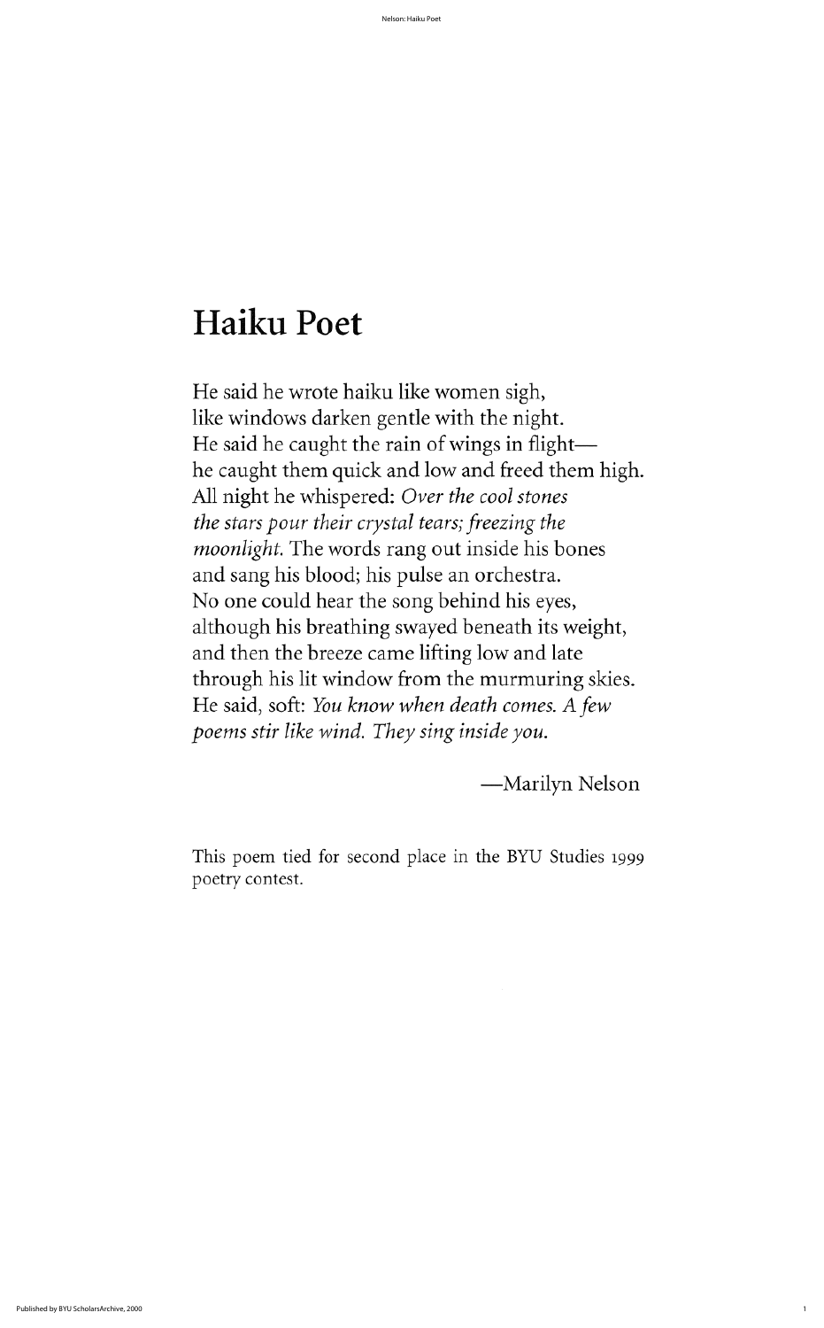# Haiku Poet

He said he wrote haiku like women sigh,  
like windows darken gentle with the night.  
He said he caught the rain of wings in flight—  
he caught them quick and low and freed them high.  
All night he whispered: *Over the cool stones*  
*the stars pour their crystal tears; freezing the*  
*moonlight.* The words rang out inside his bones  
and sang his blood; his pulse an orchestra.  
No one could hear the song behind his eyes,  
although his breathing swayed beneath its weight,  
and then the breeze came lifting low and late  
through his lit window from the murmuring skies.  
He said, soft: *You know when death comes. A few*  
*poems stir like wind. They sing inside you.*

—Marilyn Nelson

This poem tied for second place in the BYU Studies 1999 poetry contest.